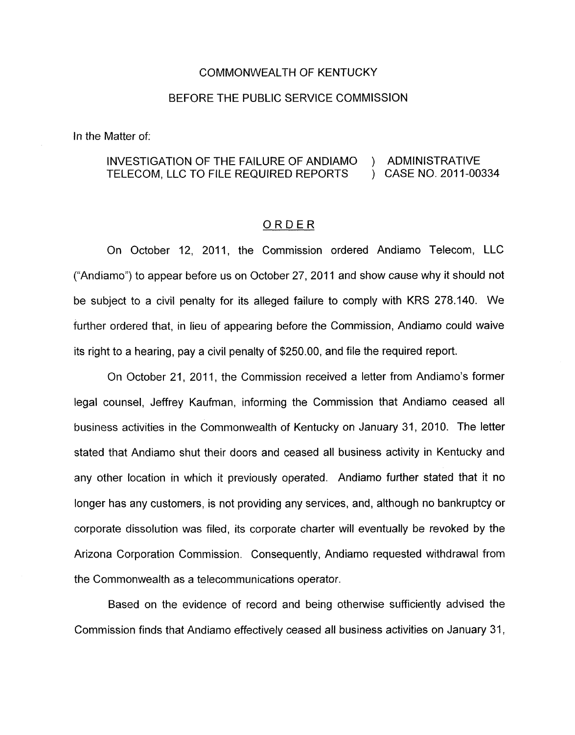COMMONWEALTH OF KENTUCKY

BEFORE THE PUBLIC SERVICE COMMISSION

In the Matter of:

| | | |
|---|---|---|
| INVESTIGATION OF THE FAILURE OF ANDIAMO TELECOM, LLC TO FILE REQUIRED REPORTS | ) | ADMINISTRATIVE CASE NO. 2011-00334 |

## ORDER

On October 12, 2011, the Commission ordered Andiamo Telecom, LLC ("Andiamo") to appear before us on October 27, 2011 and show cause why it should not be subject to a civil penalty for its alleged failure to comply with KRS 278.140. We further ordered that, in lieu of appearing before the Commission, Andiamo could waive its right to a hearing, pay a civil penalty of $250.00, and file the required report.

On October 21, 2011, the Commission received a letter from Andiamo's former legal counsel, Jeffrey Kaufman, informing the Commission that Andiamo ceased all business activities in the Commonwealth of Kentucky on January 31, 2010. The letter stated that Andiamo shut their doors and ceased all business activity in Kentucky and any other location in which it previously operated. Andiamo further stated that it no longer has any customers, is not providing any services, and, although no bankruptcy or corporate dissolution was filed, its corporate charter will eventually be revoked by the Arizona Corporation Commission. Consequently, Andiamo requested withdrawal from the Commonwealth as a telecommunications operator.

Based on the evidence of record and being otherwise sufficiently advised the Commission finds that Andiamo effectively ceased all business activities on January 31,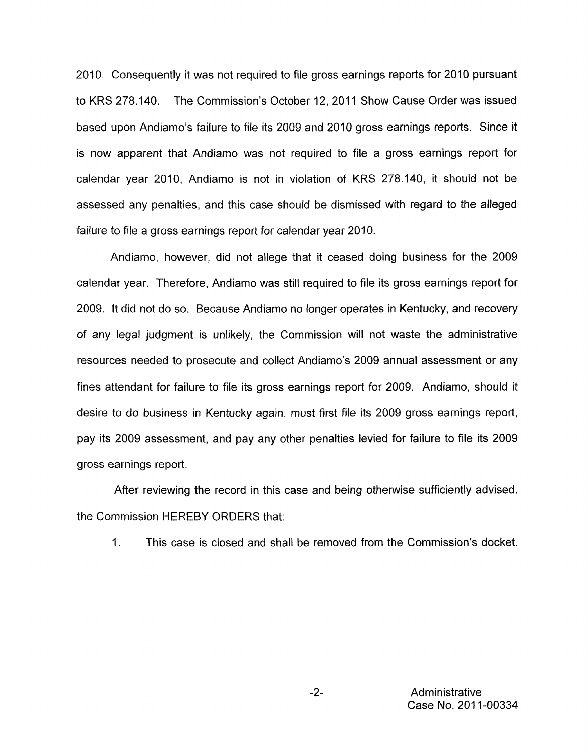2010. Consequently it was not required to file gross earnings reports for 2010 pursuant to KRS 278.140. The Commission's October 12, 2011 Show Cause Order was issued based upon Andiamo's failure to file its 2009 and 2010 gross earnings reports. Since it is now apparent that Andiamo was not required to file a gross earnings report for calendar year 2010, Andiamo is not in violation of KRS 278.140, it should not be assessed any penalties, and this case should be dismissed with regard to the alleged failure to file a gross earnings report for calendar year 2010.

Andiamo, however, did not allege that it ceased doing business for the 2009 calendar year. Therefore, Andiamo was still required to file its gross earnings report for 2009. It did not do so. Because Andiamo no longer operates in Kentucky, and recovery of any legal judgment is unlikely, the Commission will not waste the administrative resources needed to prosecute and collect Andiamo's 2009 annual assessment or any fines attendant for failure to file its gross earnings report for 2009. Andiamo, should it desire to do business in Kentucky again, must first file its 2009 gross earnings report, pay its 2009 assessment, and pay any other penalties levied for failure to file its 2009 gross earnings report.

After reviewing the record in this case and being otherwise sufficiently advised, the Commission HEREBY ORDERS that:

1. This case is closed and shall be removed from the Commission's docket.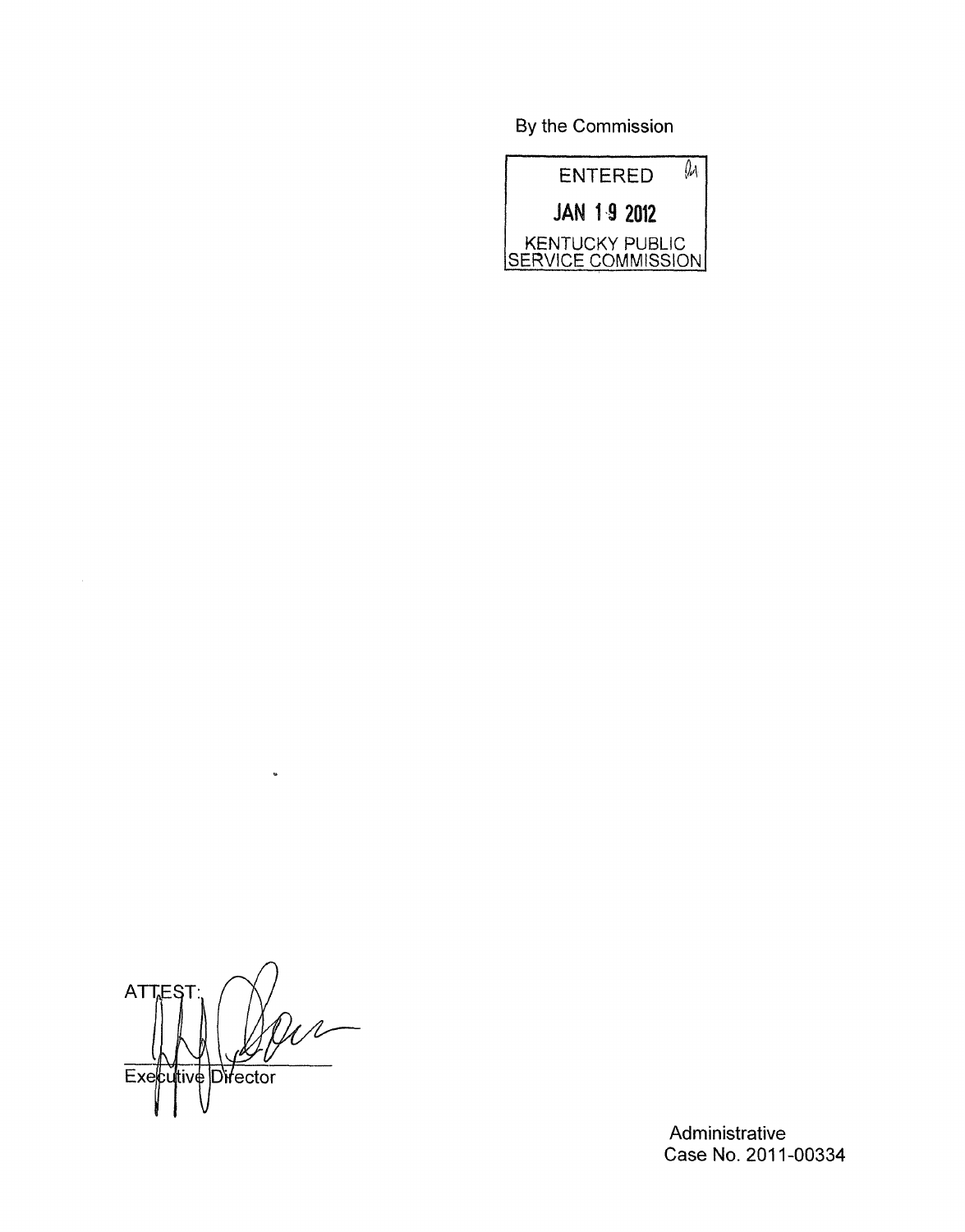By the Commission

ENTERED

JAN 19 2012

KENTUCKY PUBLIC SERVICE COMMISSION

ATTEST:

Executive Director

Administrative Case No. 2011-00334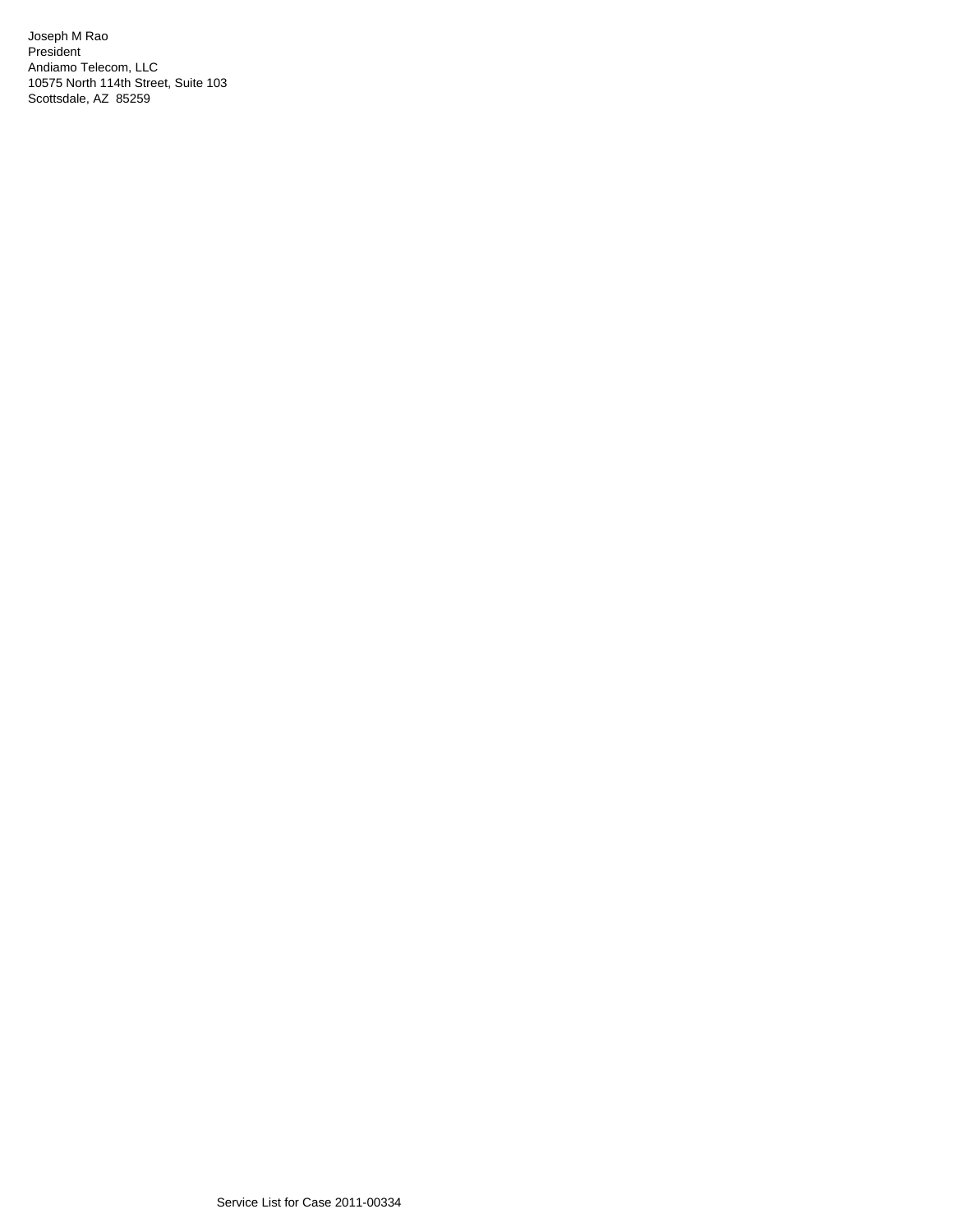Joseph M Rao
President
Andiamo Telecom, LLC
10575 North 114th Street, Suite 103
Scottsdale, AZ  85259